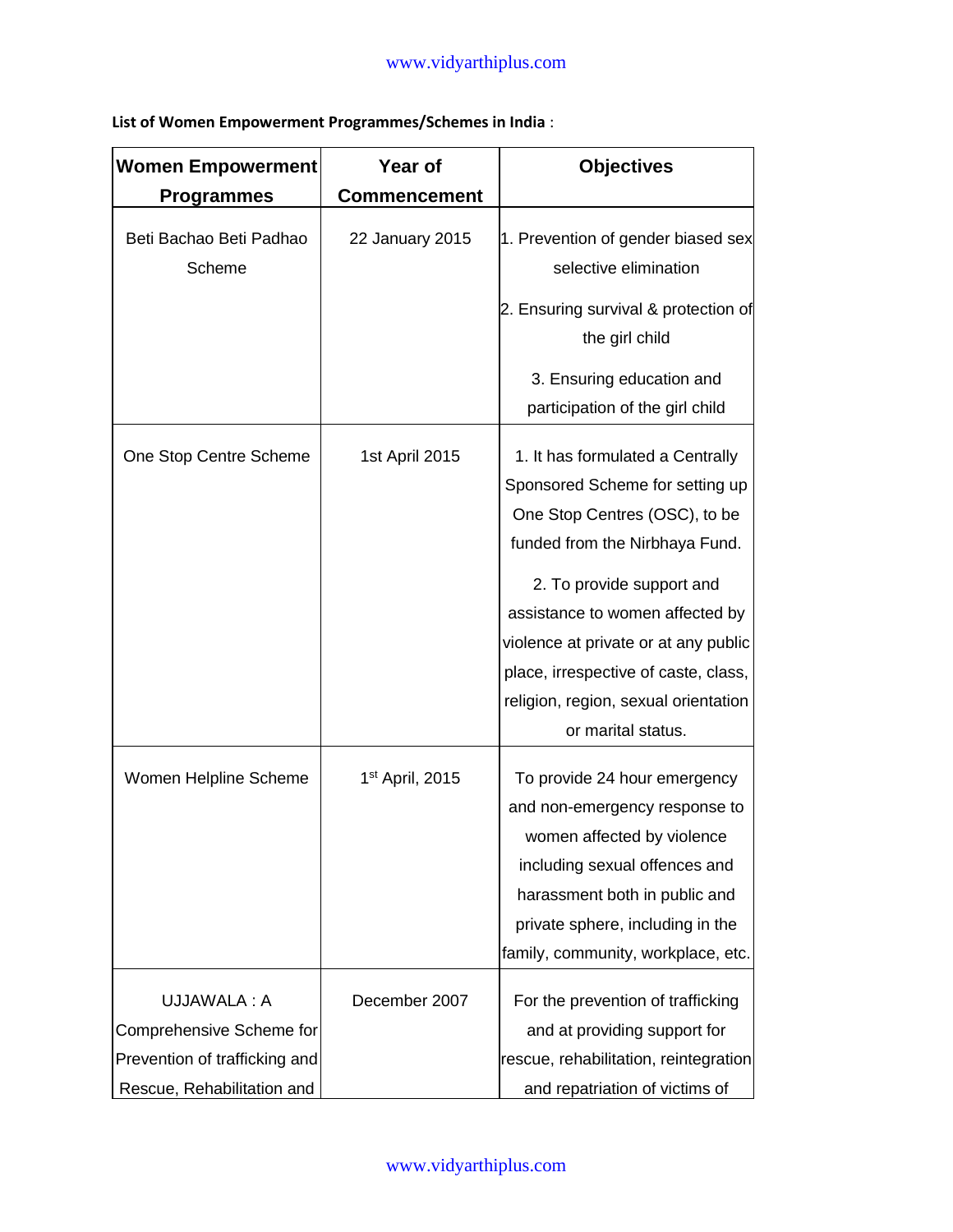**List of Women Empowerment Programmes/Schemes in India** :

| Women Empowerment Programmes | Year of Commencement | Objectives |
|---|---|---|
| Beti Bachao Beti Padhao Scheme | 22 January 2015 | 1. Prevention of gender biased sex selective elimination<br>2. Ensuring survival & protection of the girl child<br>3. Ensuring education and participation of the girl child |
| One Stop Centre Scheme | 1st April 2015 | 1. It has formulated a Centrally Sponsored Scheme for setting up One Stop Centres (OSC), to be funded from the Nirbhaya Fund.<br>2. To provide support and assistance to women affected by violence at private or at any public place, irrespective of caste, class, religion, region, sexual orientation or marital status. |
| Women Helpline Scheme | 1st April, 2015 | To provide 24 hour emergency and non-emergency response to women affected by violence including sexual offences and harassment both in public and private sphere, including in the family, community, workplace, etc. |
| UJJAWALA : A Comprehensive Scheme for Prevention of trafficking and Rescue, Rehabilitation and | December 2007 | For the prevention of trafficking and at providing support for rescue, rehabilitation, reintegration and repatriation of victims of |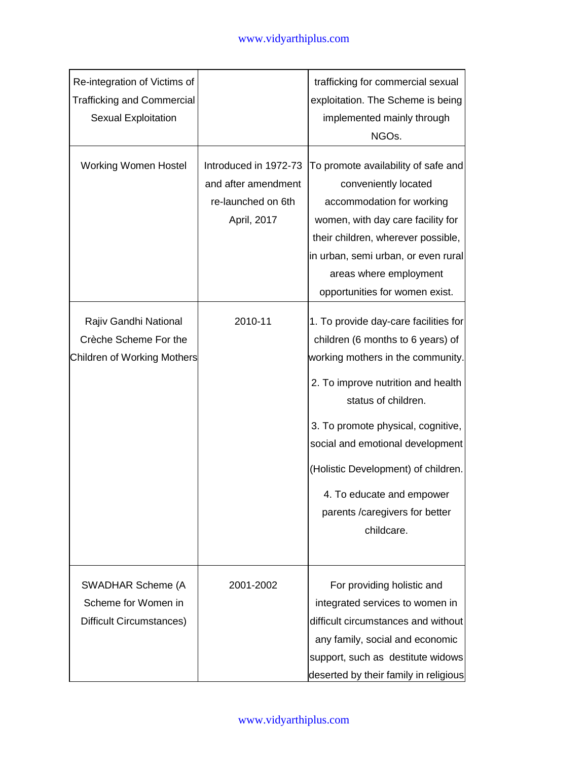| | | |
|---|---|---|
| Re-integration of Victims of Trafficking and Commercial Sexual Exploitation | | trafficking for commercial sexual exploitation. The Scheme is being implemented mainly through NGOs. |
| Working Women Hostel | Introduced in 1972-73 and after amendment re-launched on 6th April, 2017 | To promote availability of safe and conveniently located accommodation for working women, with day care facility for their children, wherever possible, in urban, semi urban, or even rural areas where employment opportunities for women exist. |
| Rajiv Gandhi National Crèche Scheme For the Children of Working Mothers | 2010-11 | 1. To provide day-care facilities for children (6 months to 6 years) of working mothers in the community.<br>2. To improve nutrition and health status of children.<br>3. To promote physical, cognitive, social and emotional development (Holistic Development) of children.<br>4. To educate and empower parents /caregivers for better childcare. |
| SWADHAR Scheme (A Scheme for Women in Difficult Circumstances) | 2001-2002 | For providing holistic and integrated services to women in difficult circumstances and without any family, social and economic support, such as destitute widows deserted by their family in religious |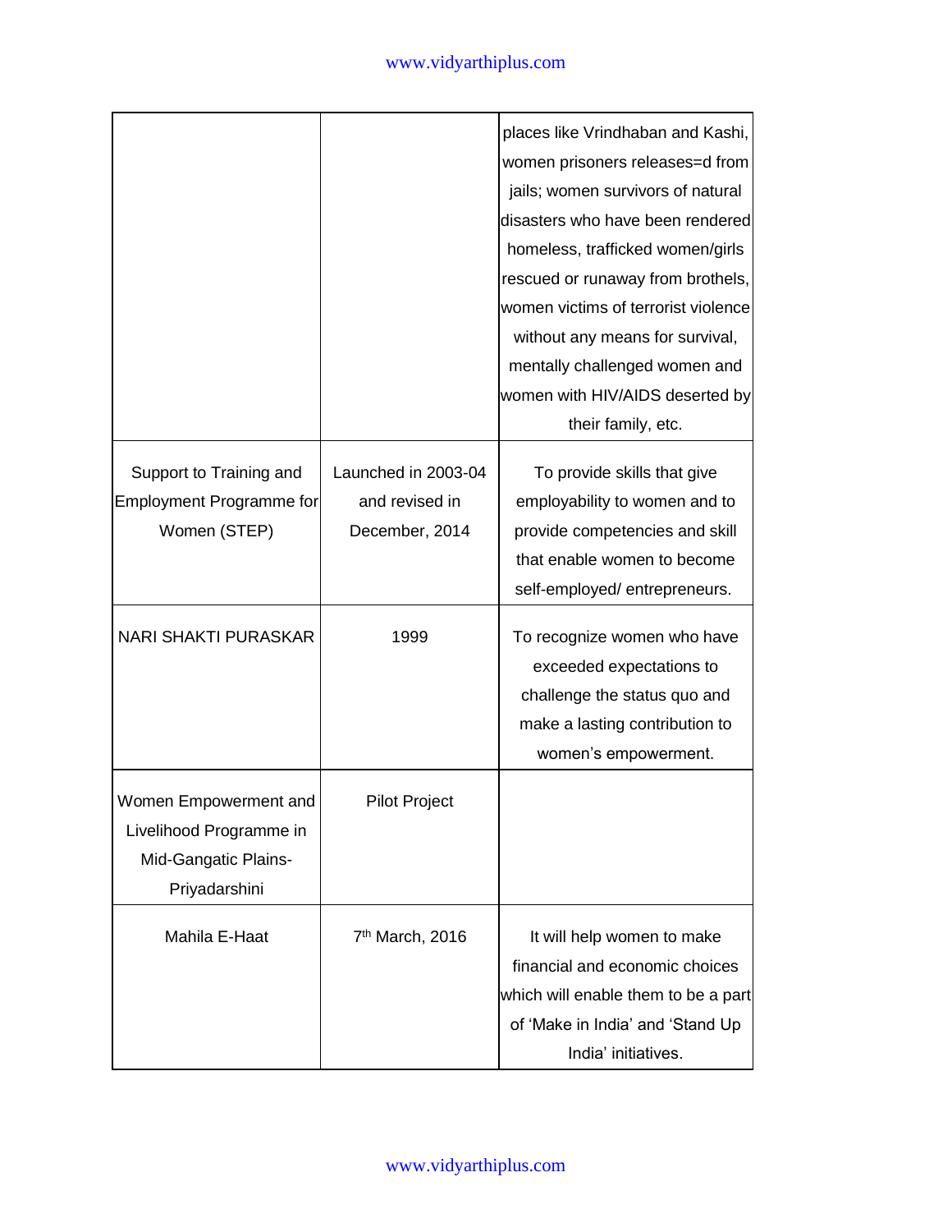| | | |
|---|---|---|
| | | places like Vrindhaban and Kashi, women prisoners releases=d from jails; women survivors of natural disasters who have been rendered homeless, trafficked women/girls rescued or runaway from brothels, women victims of terrorist violence without any means for survival, mentally challenged women and women with HIV/AIDS deserted by their family, etc. |
| Support to Training and Employment Programme for Women (STEP) | Launched in 2003-04 and revised in December, 2014 | To provide skills that give employability to women and to provide competencies and skill that enable women to become self-employed/ entrepreneurs. |
| NARI SHAKTI PURASKAR | 1999 | To recognize women who have exceeded expectations to challenge the status quo and make a lasting contribution to women's empowerment. |
| Women Empowerment and Livelihood Programme in Mid-Gangatic Plains- Priyadarshini | Pilot Project | |
| Mahila E-Haat | 7th March, 2016 | It will help women to make financial and economic choices which will enable them to be a part of 'Make in India' and 'Stand Up India' initiatives. |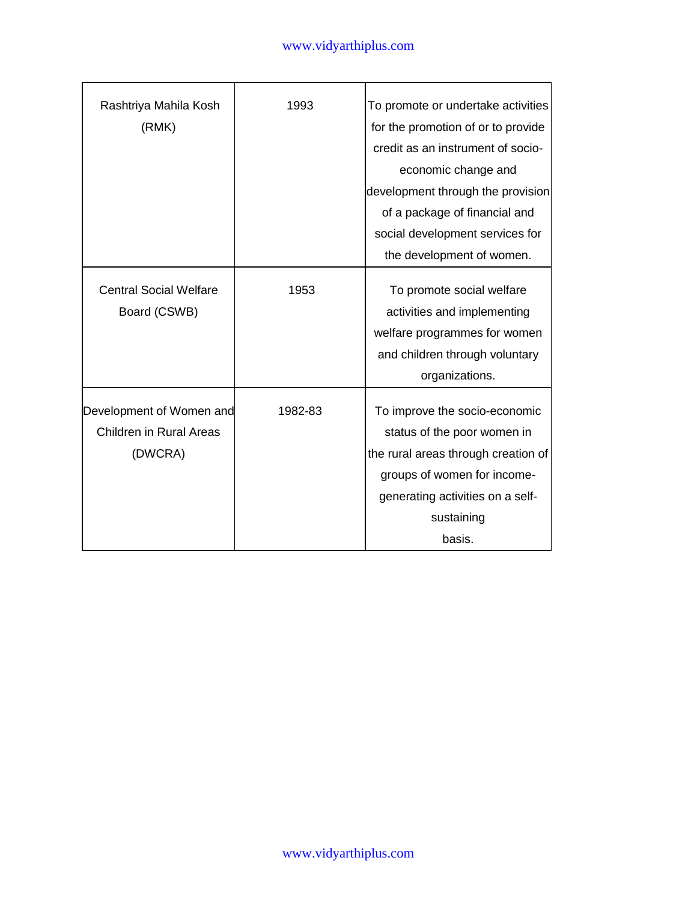| | | |
|---|---|---|
| Rashtriya Mahila Kosh (RMK) | 1993 | To promote or undertake activities for the promotion of or to provide credit as an instrument of socio-economic change and development through the provision of a package of financial and social development services for the development of women. |
| Central Social Welfare Board (CSWB) | 1953 | To promote social welfare activities and implementing welfare programmes for women and children through voluntary organizations. |
| Development of Women and Children in Rural Areas (DWCRA) | 1982-83 | To improve the socio-economic status of the poor women in the rural areas through creation of groups of women for income-generating activities on a self-sustaining basis. |